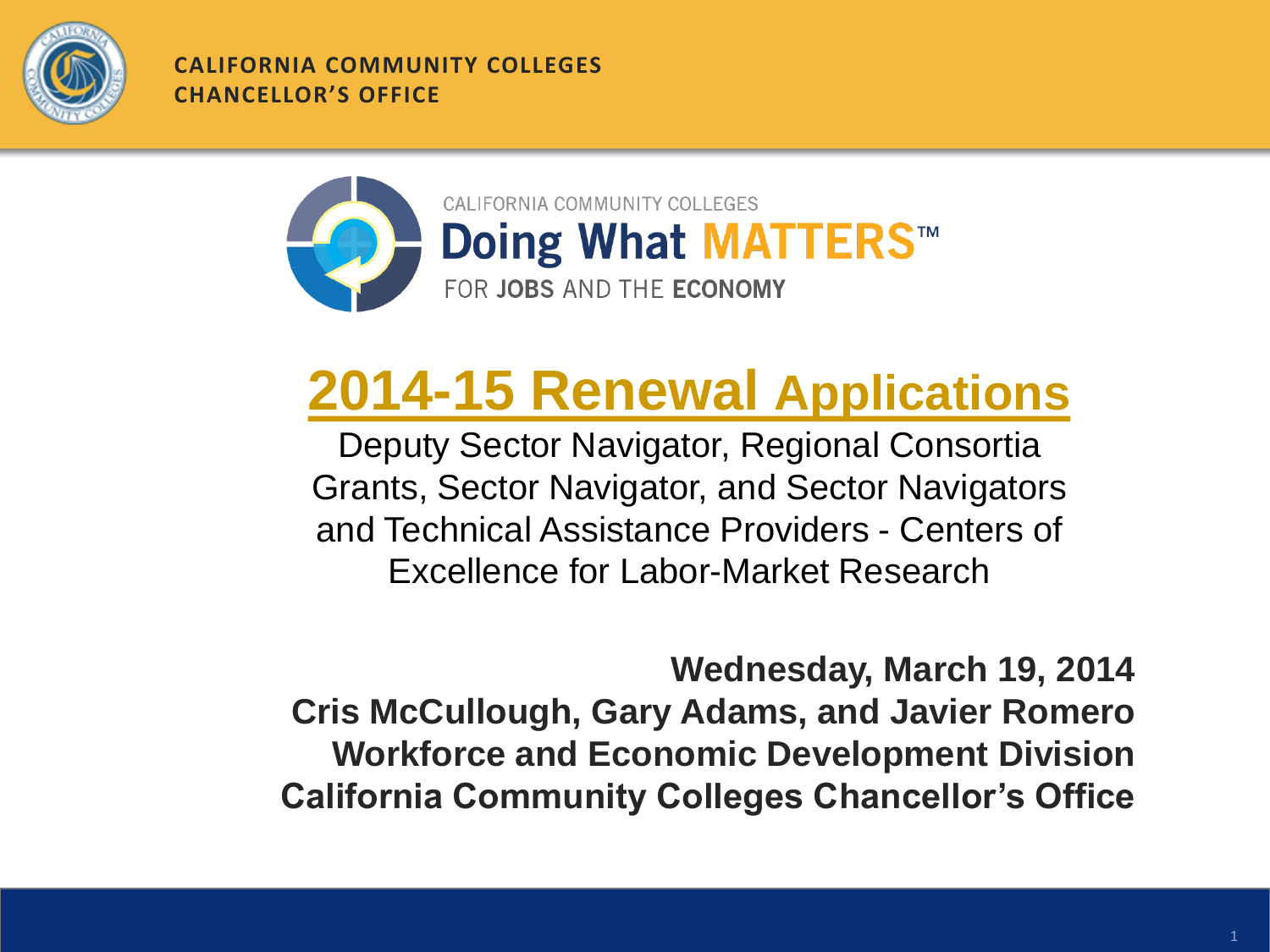CALIFORNIA COMMUNITY COLLEGES
CHANCELLOR'S OFFICE

CALIFORNIA COMMUNITY COLLEGES
**Doing What MATTERS™**
FOR **JOBS** AND THE **ECONOMY**

# 2014-15 Renewal Applications

Deputy Sector Navigator, Regional Consortia Grants, Sector Navigator, and Sector Navigators and Technical Assistance Providers - Centers of Excellence for Labor-Market Research

**Wednesday, March 19, 2014**
**Cris McCullough, Gary Adams, and Javier Romero**
**Workforce and Economic Development Division**
**California Community Colleges Chancellor's Office**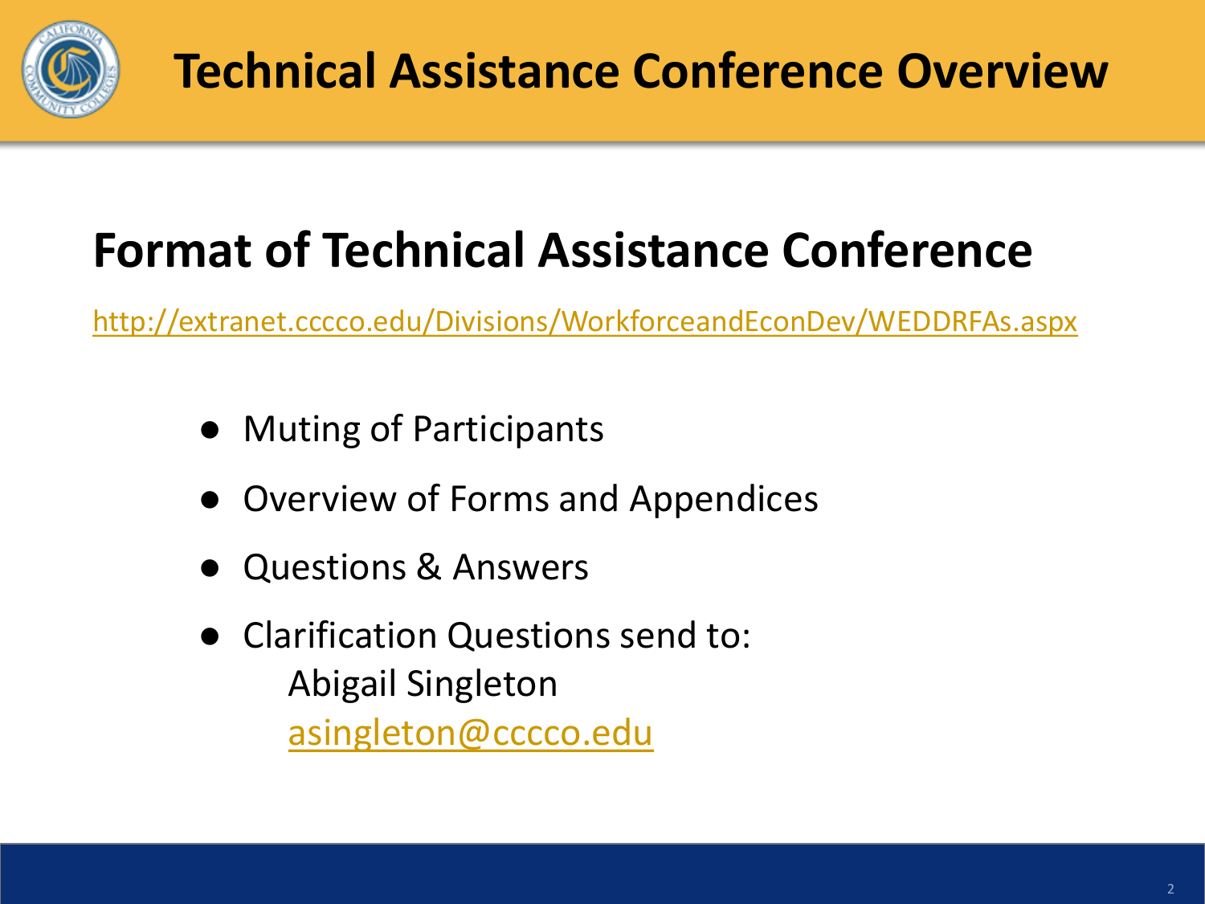# Technical Assistance Conference Overview

## Format of Technical Assistance Conference

http://extranet.cccco.edu/Divisions/WorkforceandEconDev/WEDDRFAs.aspx

- Muting of Participants
- Overview of Forms and Appendices
- Questions & Answers
- Clarification Questions send to:
  Abigail Singleton
  asingleton@cccco.edu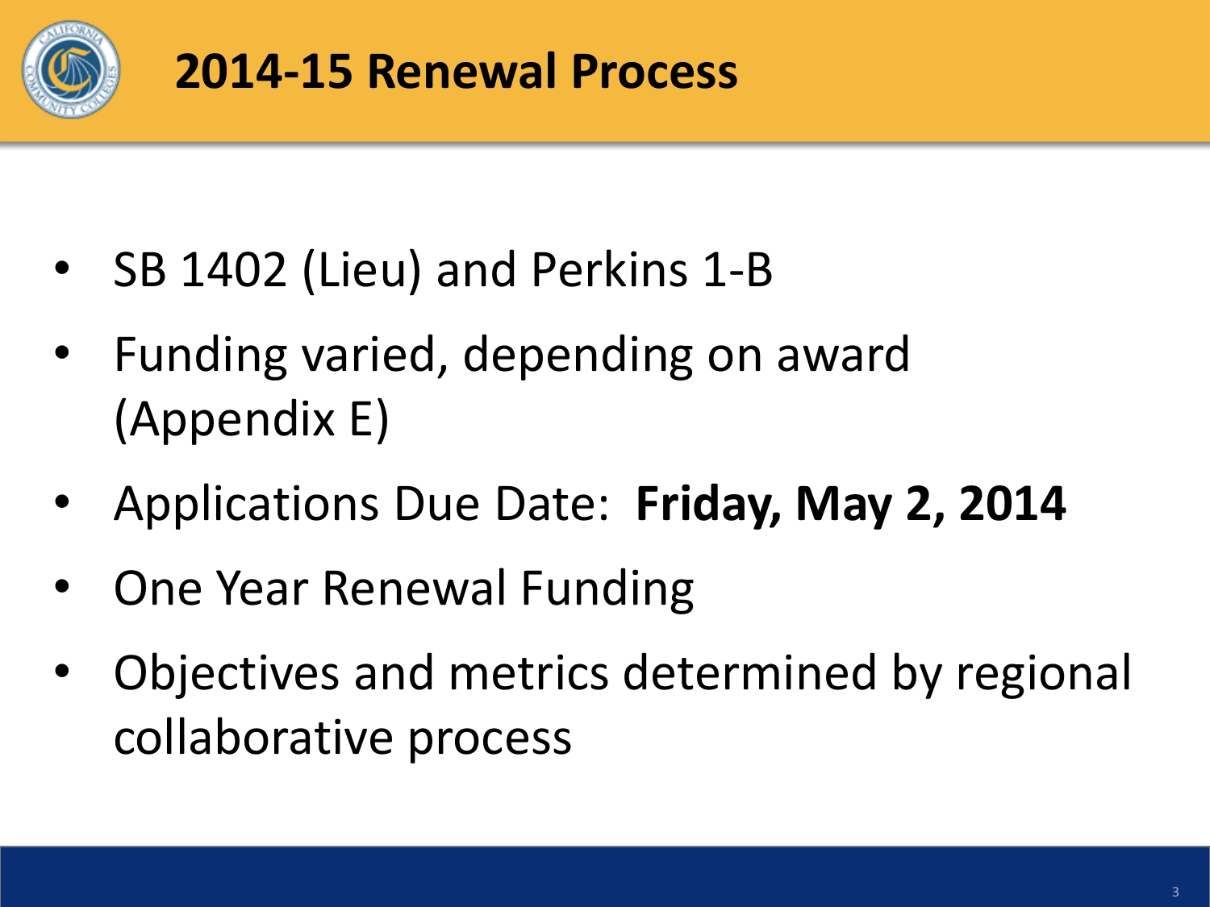# 2014-15 Renewal Process

- SB 1402 (Lieu) and Perkins 1-B
- Funding varied, depending on award (Appendix E)
- Applications Due Date: **Friday, May 2, 2014**
- One Year Renewal Funding
- Objectives and metrics determined by regional collaborative process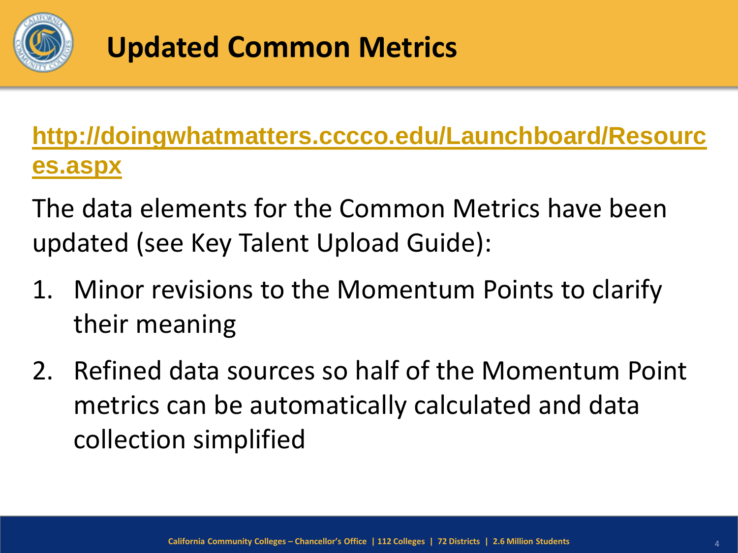# Updated Common Metrics

http://doingwhatmatters.cccco.edu/Launchboard/Resources.aspx

The data elements for the Common Metrics have been updated (see Key Talent Upload Guide):

1. Minor revisions to the Momentum Points to clarify their meaning
2. Refined data sources so half of the Momentum Point metrics can be automatically calculated and data collection simplified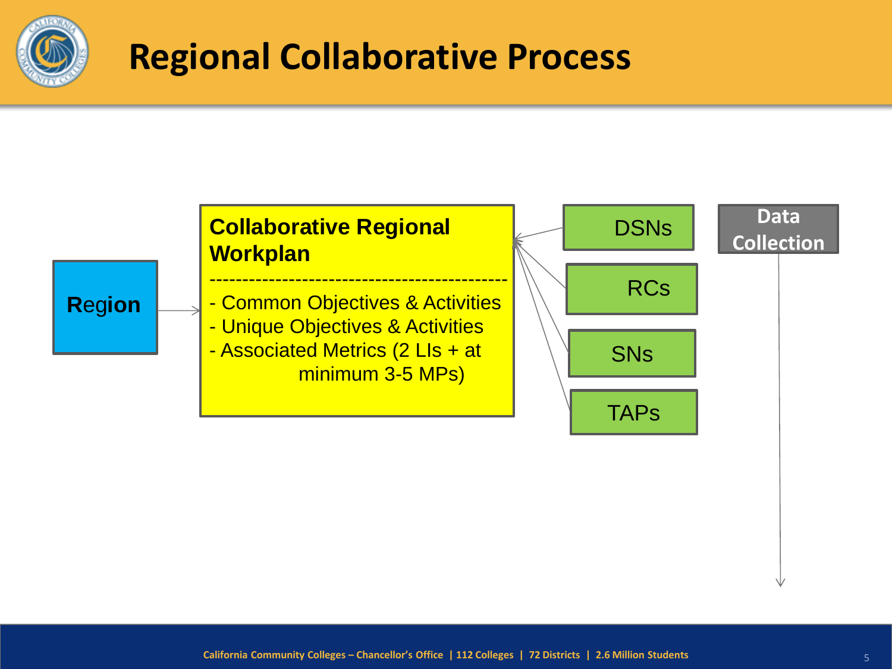# Regional Collaborative Process

**Region**

**Collaborative Regional Workplan**

--------------------------------------------

- Common Objectives & Activities
- Unique Objectives & Activities
- Associated Metrics (2 LIs + at minimum 3-5 MPs)

DSNs

RCs

SNs

TAPs

**Data Collection**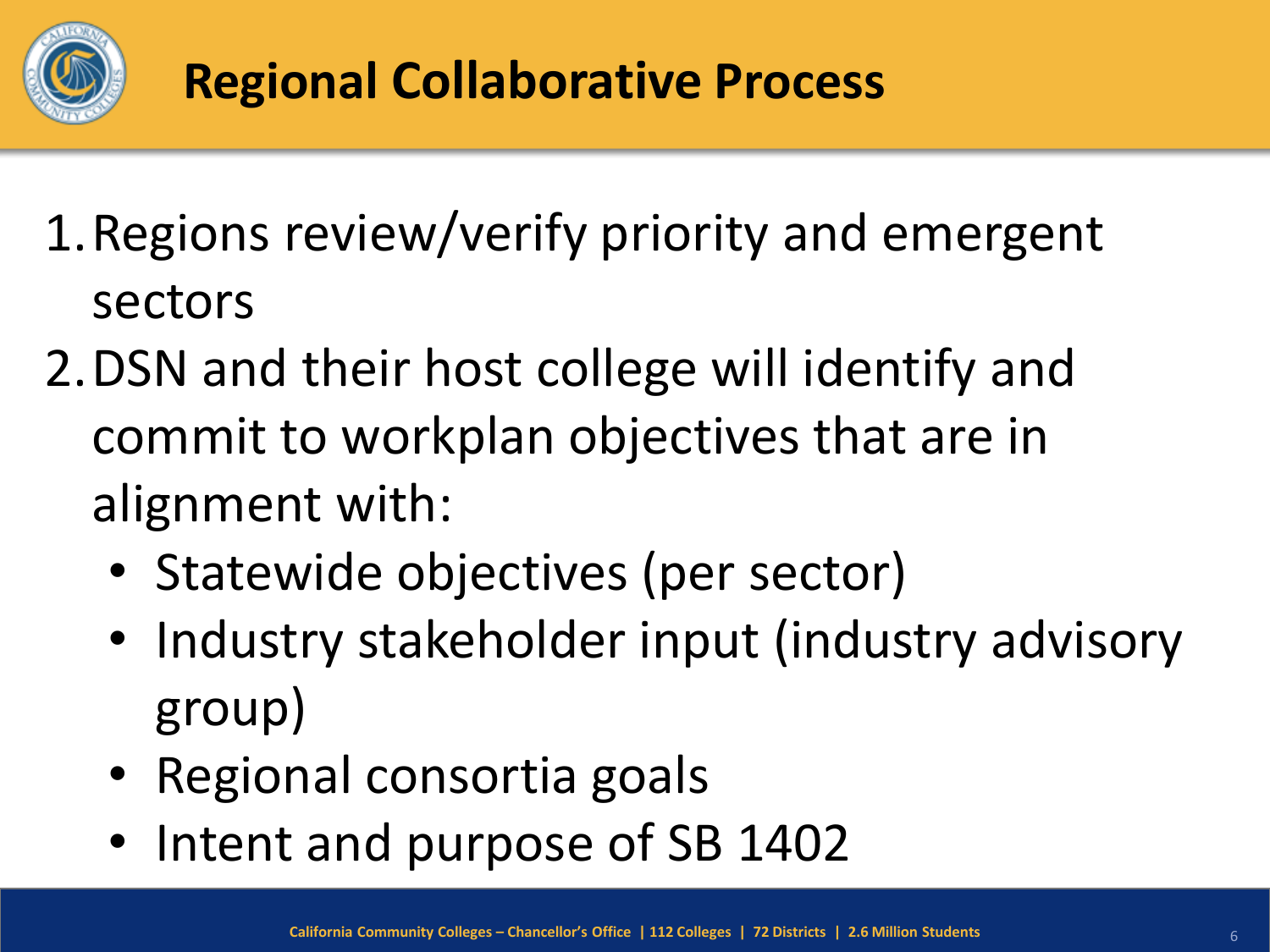# Regional Collaborative Process

1. Regions review/verify priority and emergent sectors
2. DSN and their host college will identify and commit to workplan objectives that are in alignment with:
   - Statewide objectives (per sector)
   - Industry stakeholder input (industry advisory group)
   - Regional consortia goals
   - Intent and purpose of SB 1402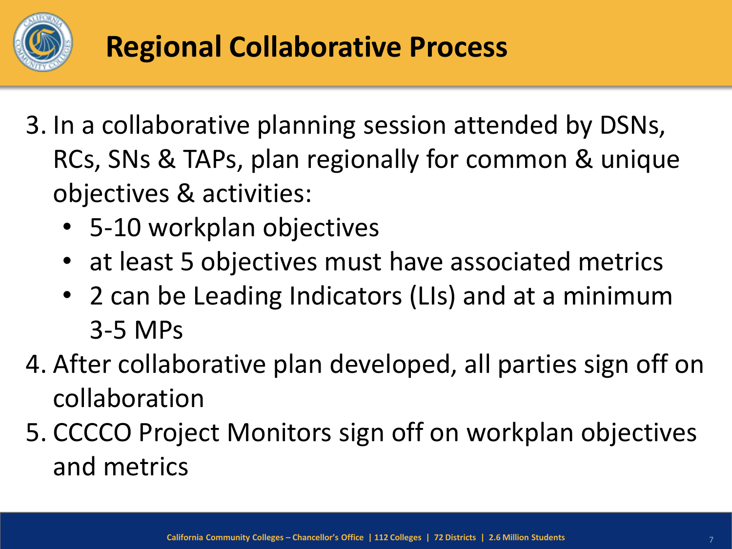# Regional Collaborative Process

3. In a collaborative planning session attended by DSNs, RCs, SNs & TAPs, plan regionally for common & unique objectives & activities:
   - 5-10 workplan objectives
   - at least 5 objectives must have associated metrics
   - 2 can be Leading Indicators (LIs) and at a minimum 3-5 MPs
4. After collaborative plan developed, all parties sign off on collaboration
5. CCCCO Project Monitors sign off on workplan objectives and metrics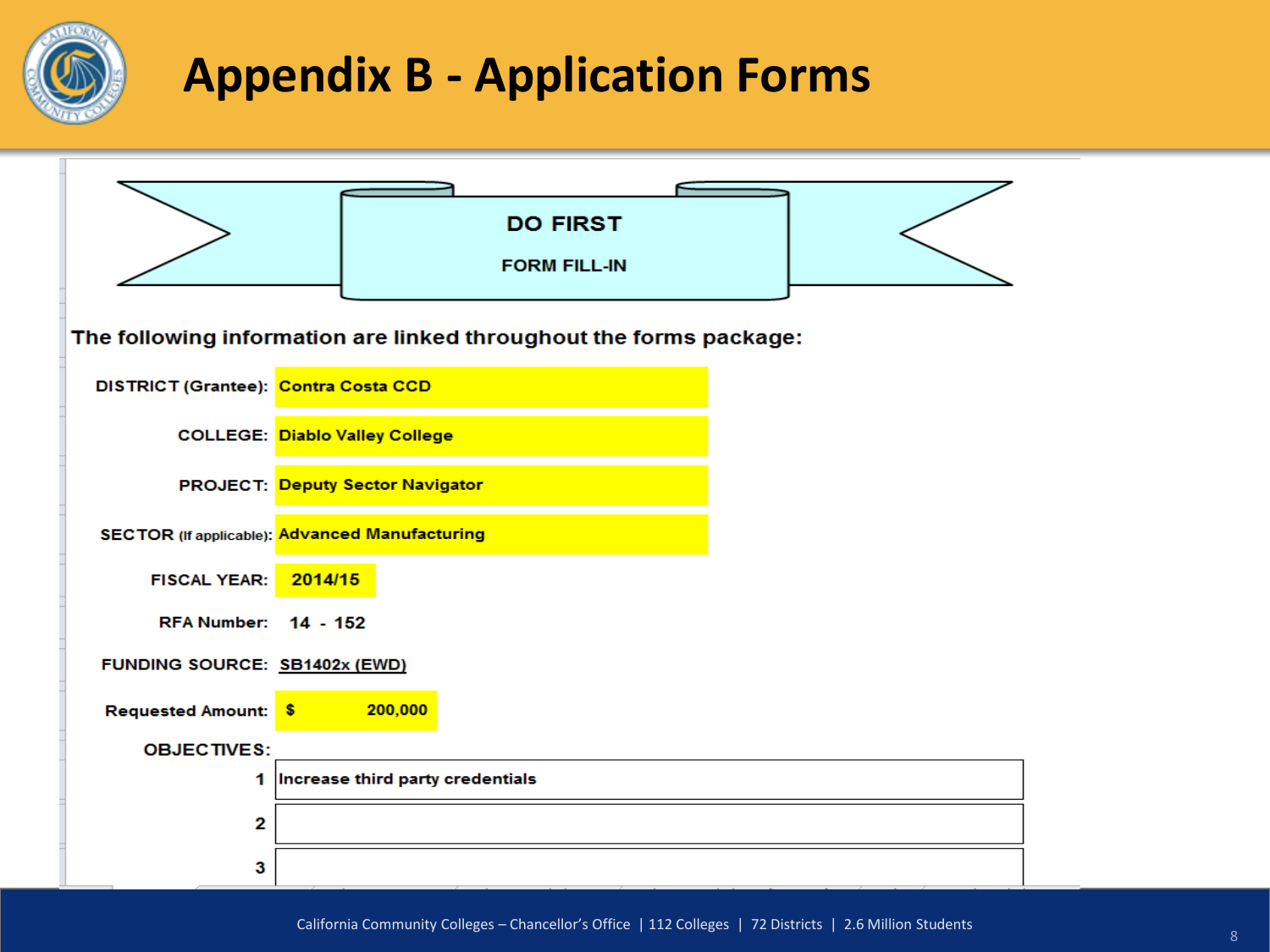# Appendix B - Application Forms

**DO FIRST**

**FORM FILL-IN**

**The following information are linked throughout the forms package:**

| | |
|---|---|
| DISTRICT (Grantee): | Contra Costa CCD |
| COLLEGE: | Diablo Valley College |
| PROJECT: | Deputy Sector Navigator |
| SECTOR (If applicable): | Advanced Manufacturing |
| FISCAL YEAR: | 2014/15 |
| RFA Number: | 14 - 152 |
| FUNDING SOURCE: | SB1402x (EWD) |
| Requested Amount: | $ 200,000 |

**OBJECTIVES:**

| | |
|---|---|
| 1 | Increase third party credentials |
| 2 | |
| 3 | |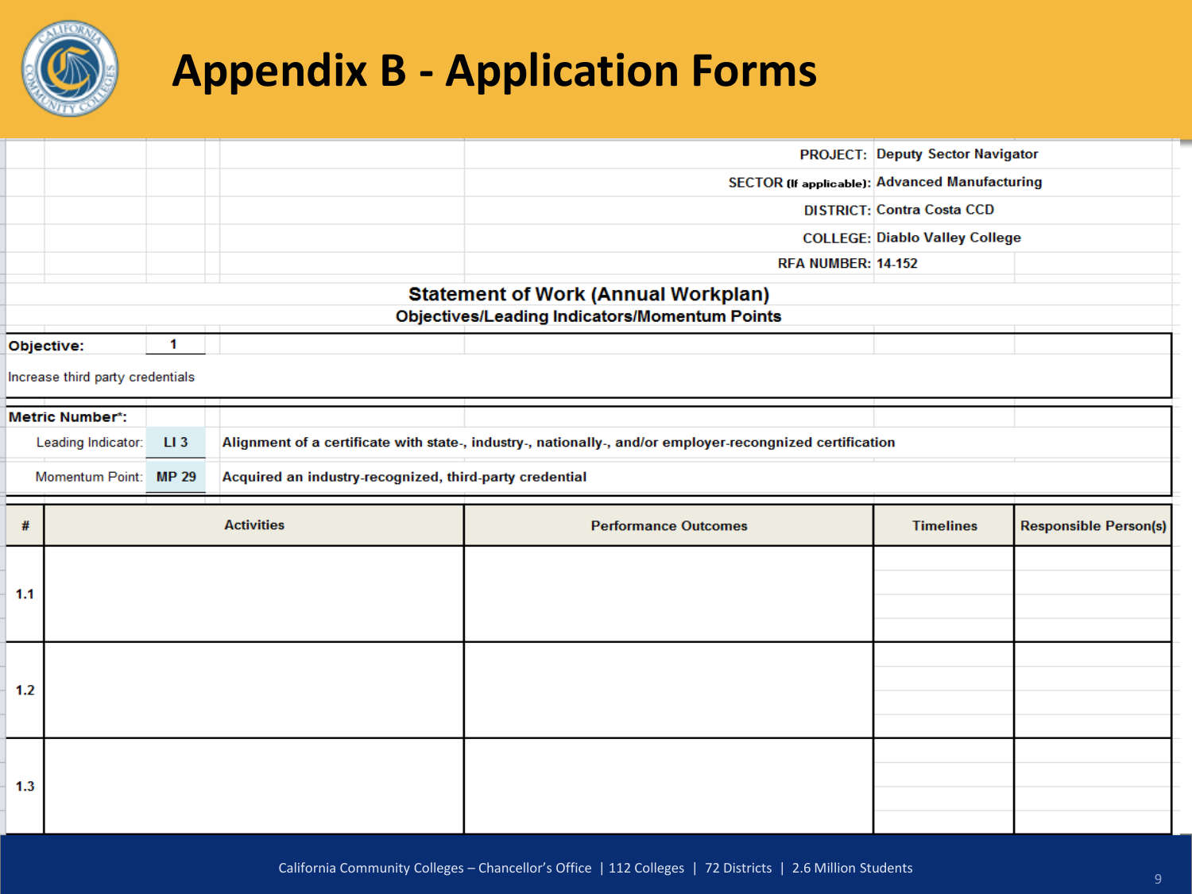# Appendix B - Application Forms

PROJECT: Deputy Sector Navigator

SECTOR (If applicable): Advanced Manufacturing

DISTRICT: Contra Costa CCD

COLLEGE: Diablo Valley College

RFA NUMBER: 14-152

## Statement of Work (Annual Workplan)

### Objectives/Leading Indicators/Momentum Points

**Objective:** 1

Increase third party credentials

**Metric Number*:**

| | | |
|---|---|---|
| Leading Indicator: | LI 3 | Alignment of a certificate with state-, industry-, nationally-, and/or employer-recongnized certification |
| Momentum Point: | MP 29 | Acquired an industry-recognized, third-party credential |

| # | Activities | Performance Outcomes | Timelines | Responsible Person(s) |
|---|---|---|---|---|
| 1.1 | | | | |
| 1.2 | | | | |
| 1.3 | | | | |

California Community Colleges – Chancellor's Office | 112 Colleges | 72 Districts | 2.6 Million Students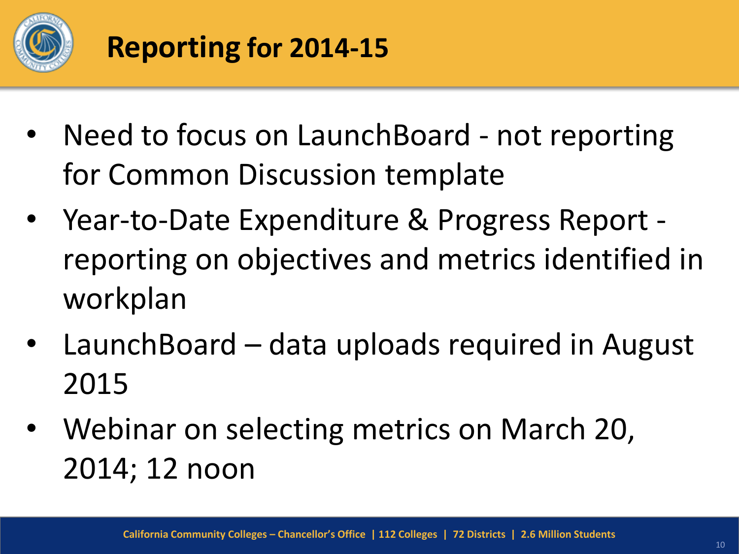# Reporting for 2014-15

- Need to focus on LaunchBoard - not reporting for Common Discussion template
- Year-to-Date Expenditure & Progress Report - reporting on objectives and metrics identified in workplan
- LaunchBoard – data uploads required in August 2015
- Webinar on selecting metrics on March 20, 2014; 12 noon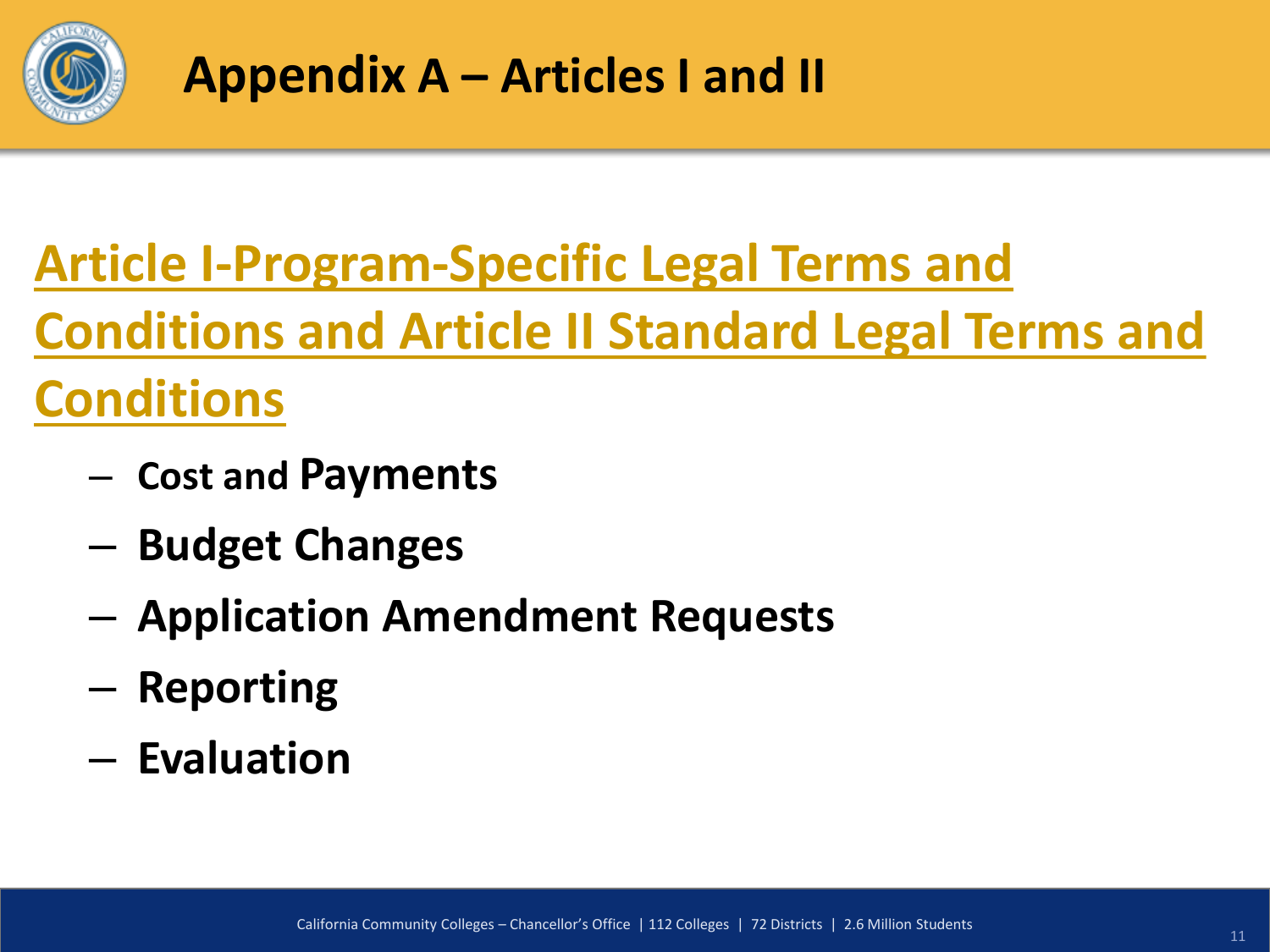# Appendix A – Articles I and II

## Article I-Program-Specific Legal Terms and Conditions and Article II Standard Legal Terms and Conditions

- Cost and Payments
- Budget Changes
- Application Amendment Requests
- Reporting
- Evaluation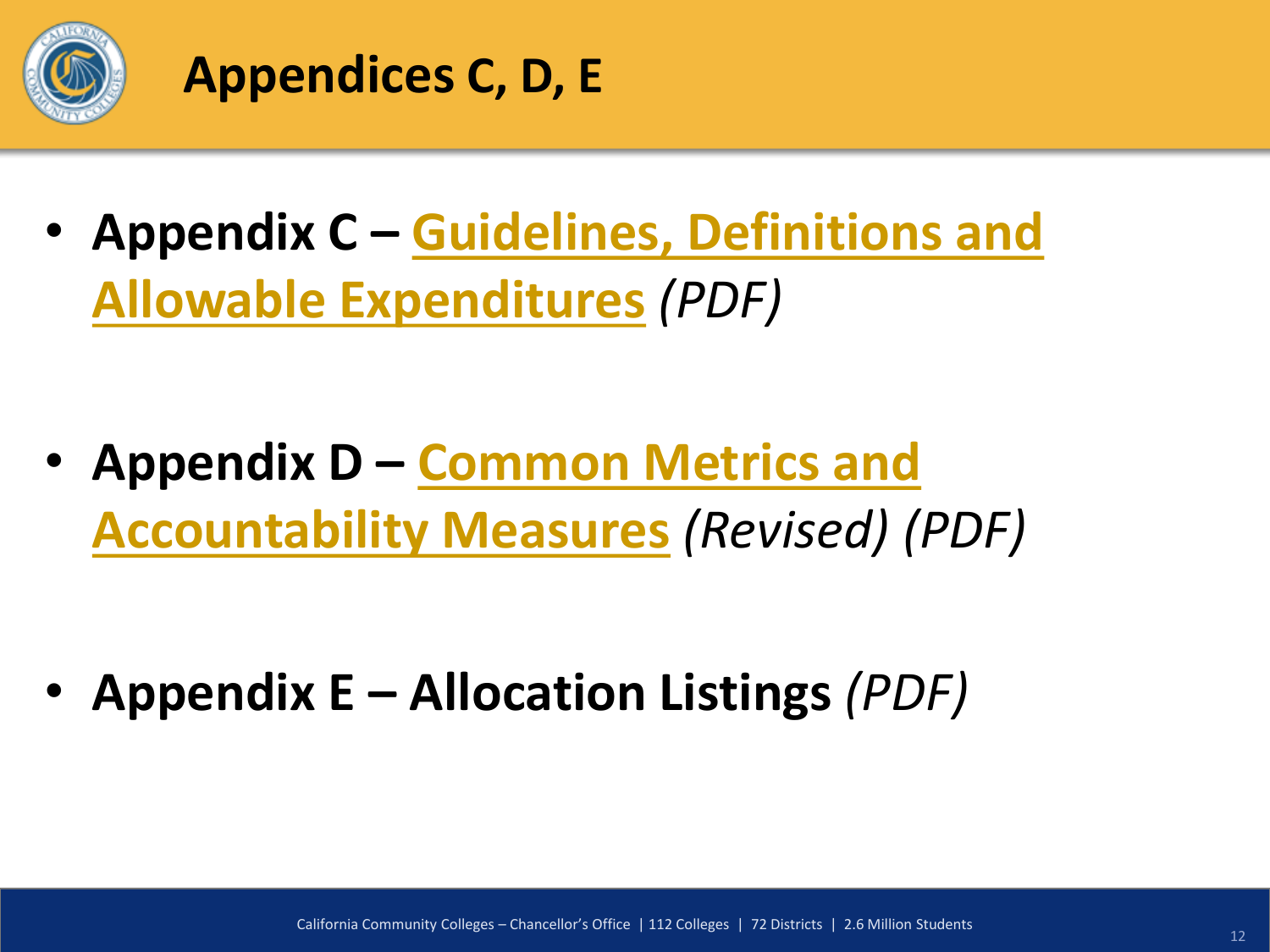# Appendices C, D, E

- **Appendix C – Guidelines, Definitions and Allowable Expenditures** *(PDF)*

- **Appendix D – Common Metrics and Accountability Measures** *(Revised) (PDF)*

- **Appendix E – Allocation Listings** *(PDF)*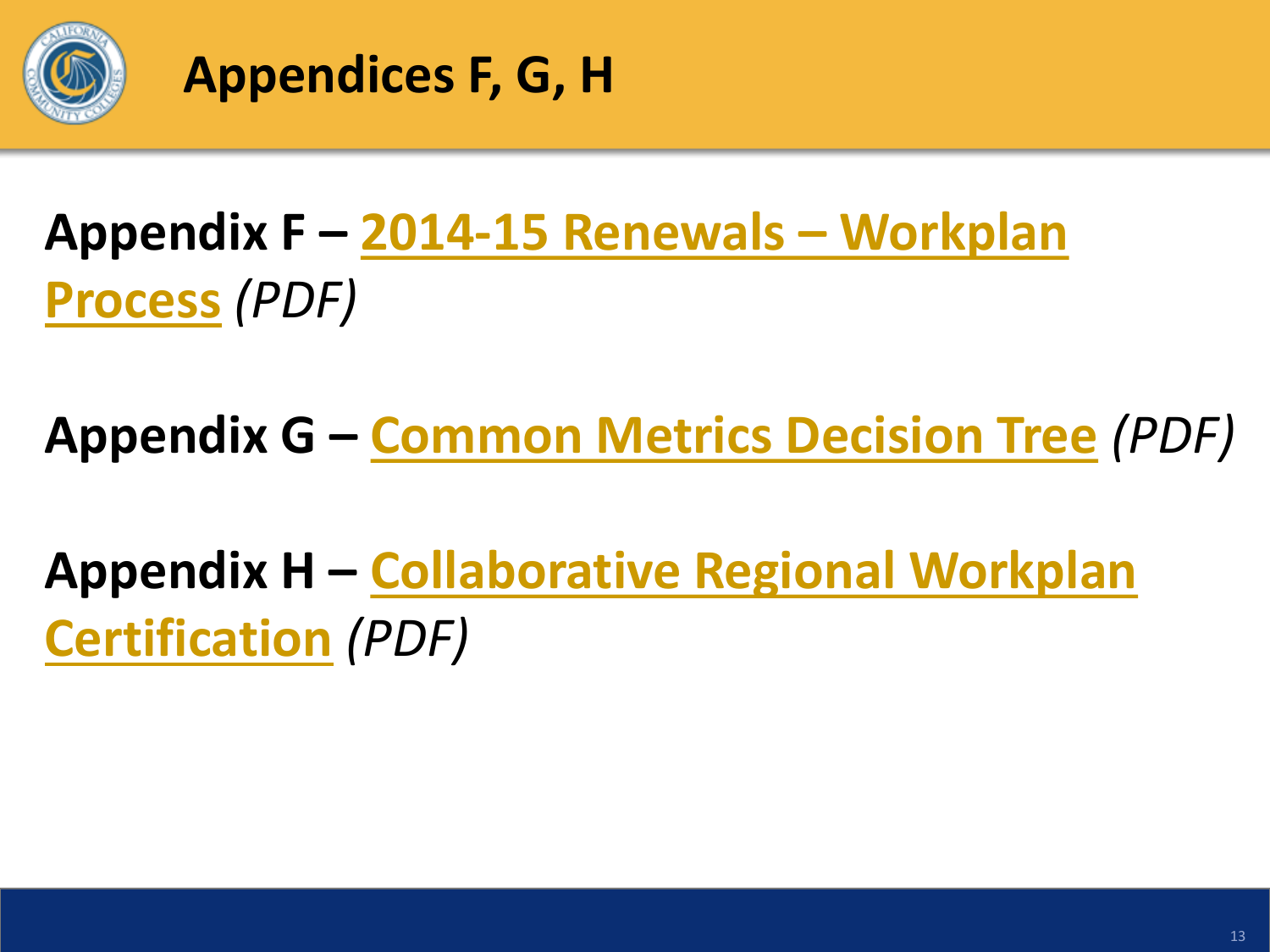# Appendices F, G, H

**Appendix F – 2014-15 Renewals – Workplan Process** *(PDF)*

**Appendix G – Common Metrics Decision Tree** *(PDF)*

**Appendix H – Collaborative Regional Workplan Certification** *(PDF)*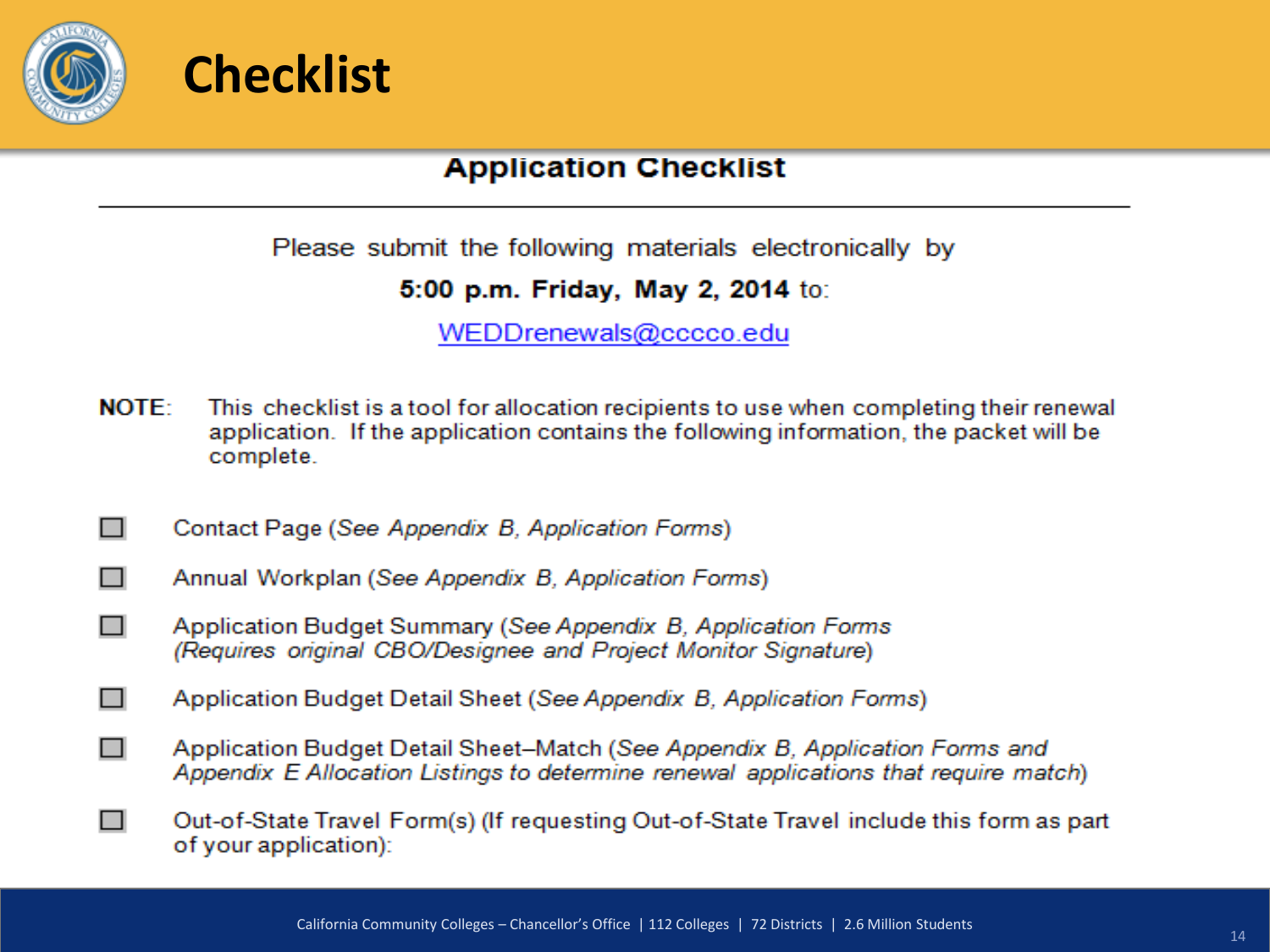# Checklist

## Application Checklist

Please submit the following materials electronically by

**5:00 p.m. Friday, May 2, 2014** to:

WEDDrenewals@cccco.edu

**NOTE**: This checklist is a tool for allocation recipients to use when completing their renewal application. If the application contains the following information, the packet will be complete.

- ☐ Contact Page (*See Appendix B, Application Forms*)
- ☐ Annual Workplan (*See Appendix B, Application Forms*)
- ☐ Application Budget Summary (*See Appendix B, Application Forms (Requires original CBO/Designee and Project Monitor Signature*)
- ☐ Application Budget Detail Sheet (*See Appendix B, Application Forms*)
- ☐ Application Budget Detail Sheet–Match (*See Appendix B, Application Forms and Appendix E Allocation Listings to determine renewal applications that require match*)
- ☐ Out-of-State Travel Form(s) (If requesting Out-of-State Travel include this form as part of your application):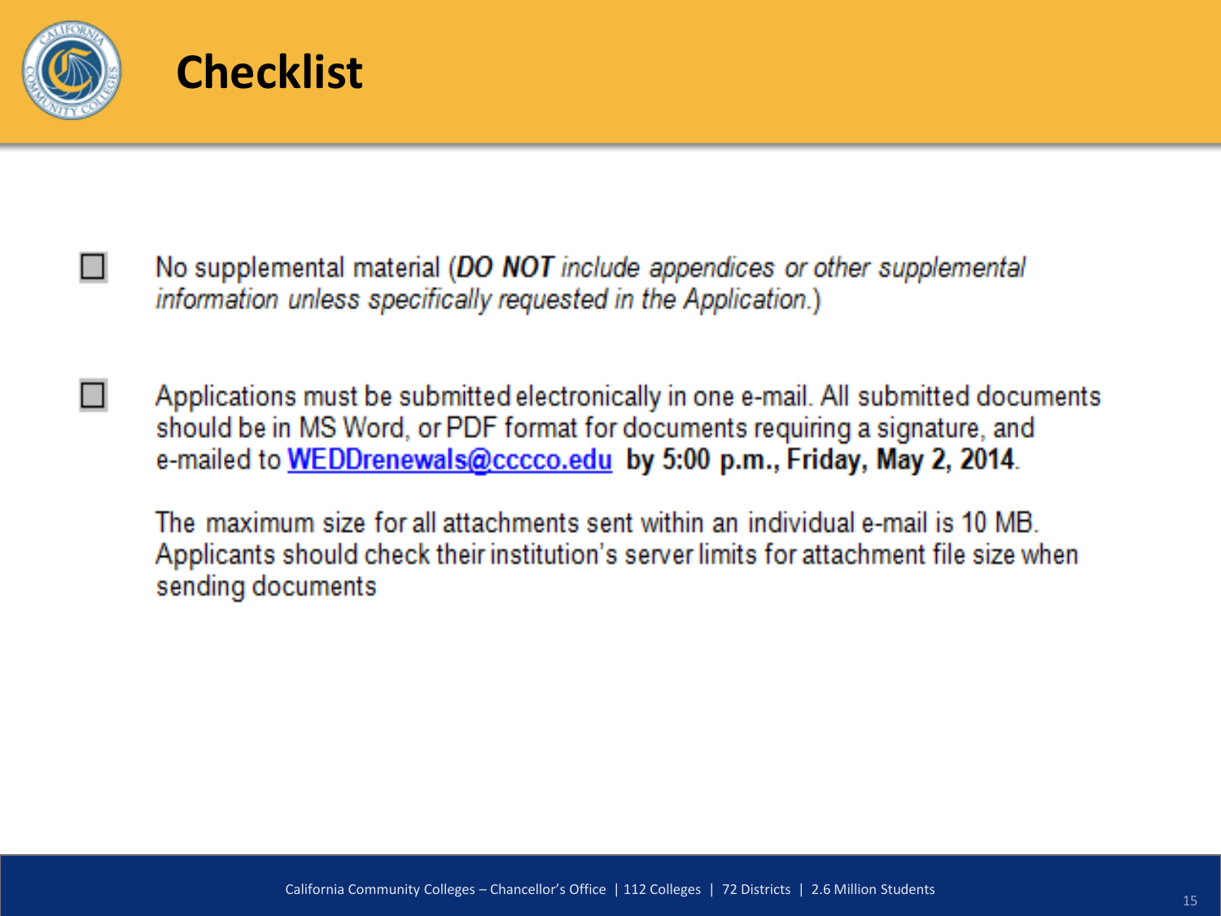# Checklist

- [ ] No supplemental material (***DO NOT** include appendices or other supplemental information unless specifically requested in the Application.*)

- [ ] Applications must be submitted electronically in one e-mail. All submitted documents should be in MS Word, or PDF format for documents requiring a signature, and e-mailed to WEDDrenewals@cccco.edu **by 5:00 p.m., Friday, May 2, 2014**.

  The maximum size for all attachments sent within an individual e-mail is 10 MB. Applicants should check their institution's server limits for attachment file size when sending documents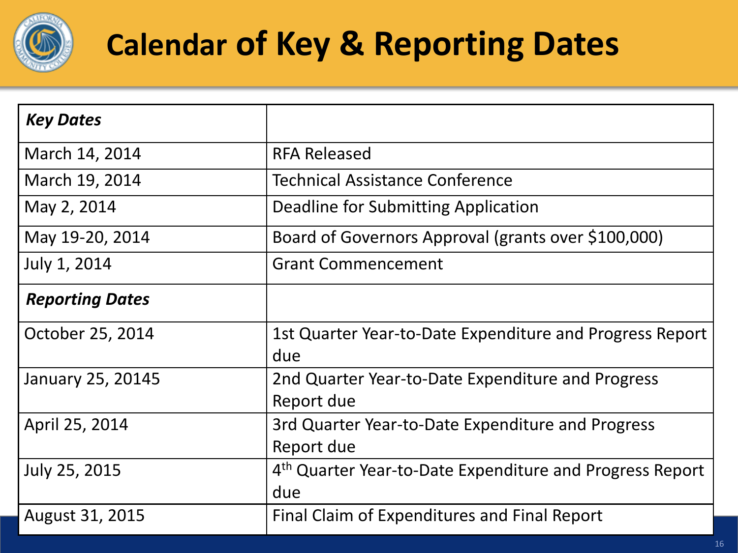# Calendar of Key & Reporting Dates

| ***Key Dates*** | |
|---|---|
| March 14, 2014 | RFA Released |
| March 19, 2014 | Technical Assistance Conference |
| May 2, 2014 | Deadline for Submitting Application |
| May 19-20, 2014 | Board of Governors Approval (grants over $100,000) |
| July 1, 2014 | Grant Commencement |
| ***Reporting Dates*** | |
| October 25, 2014 | 1st Quarter Year-to-Date Expenditure and Progress Report due |
| January 25, 20145 | 2nd Quarter Year-to-Date Expenditure and Progress Report due |
| April 25, 2014 | 3rd Quarter Year-to-Date Expenditure and Progress Report due |
| July 25, 2015 | 4th Quarter Year-to-Date Expenditure and Progress Report due |
| August 31, 2015 | Final Claim of Expenditures and Final Report |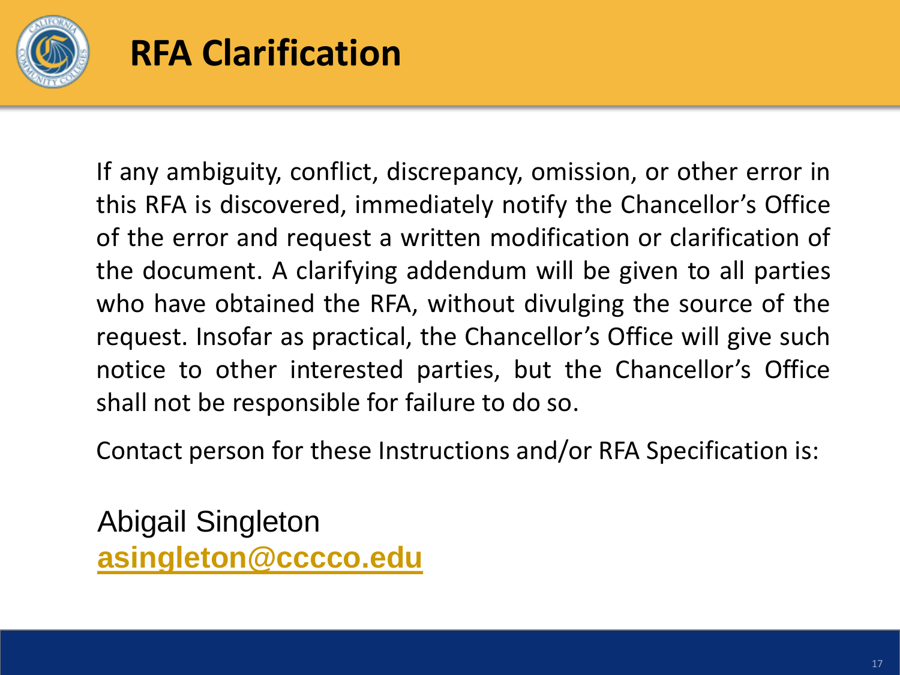# RFA Clarification

If any ambiguity, conflict, discrepancy, omission, or other error in this RFA is discovered, immediately notify the Chancellor's Office of the error and request a written modification or clarification of the document. A clarifying addendum will be given to all parties who have obtained the RFA, without divulging the source of the request. Insofar as practical, the Chancellor's Office will give such notice to other interested parties, but the Chancellor's Office shall not be responsible for failure to do so.

Contact person for these Instructions and/or RFA Specification is:

Abigail Singleton
**asingleton@cccco.edu**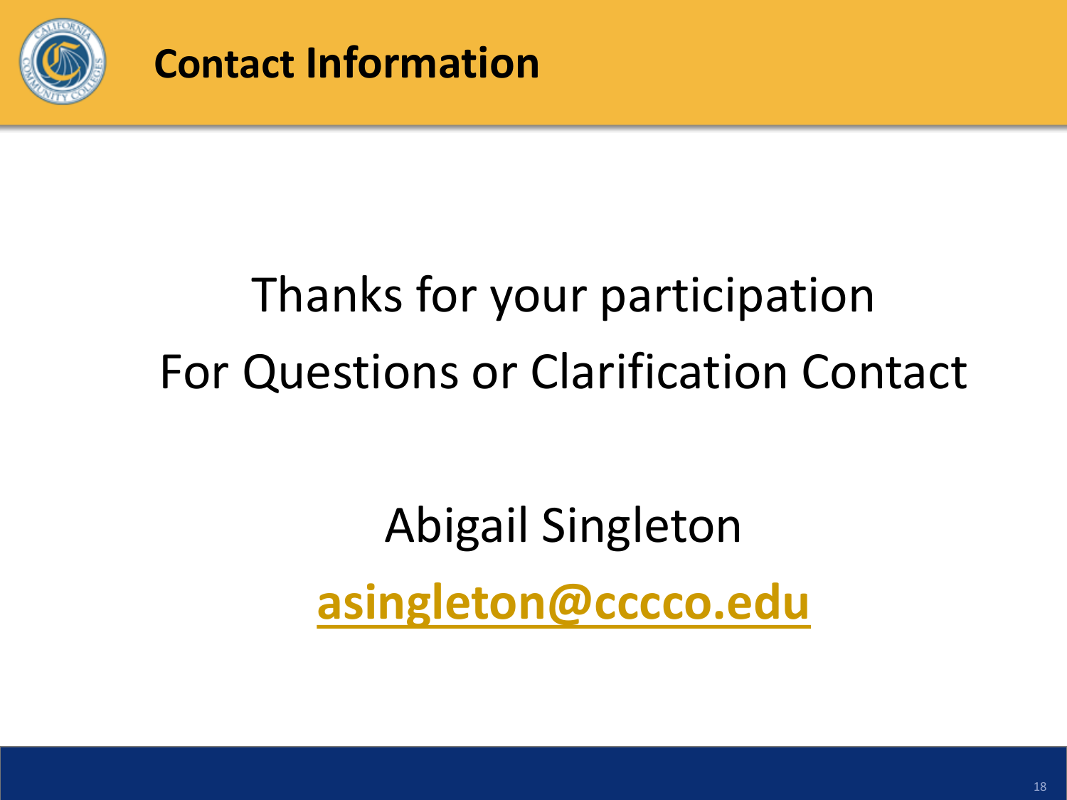# Contact Information

Thanks for your participation

For Questions or Clarification Contact

Abigail Singleton

**asingleton@cccco.edu**